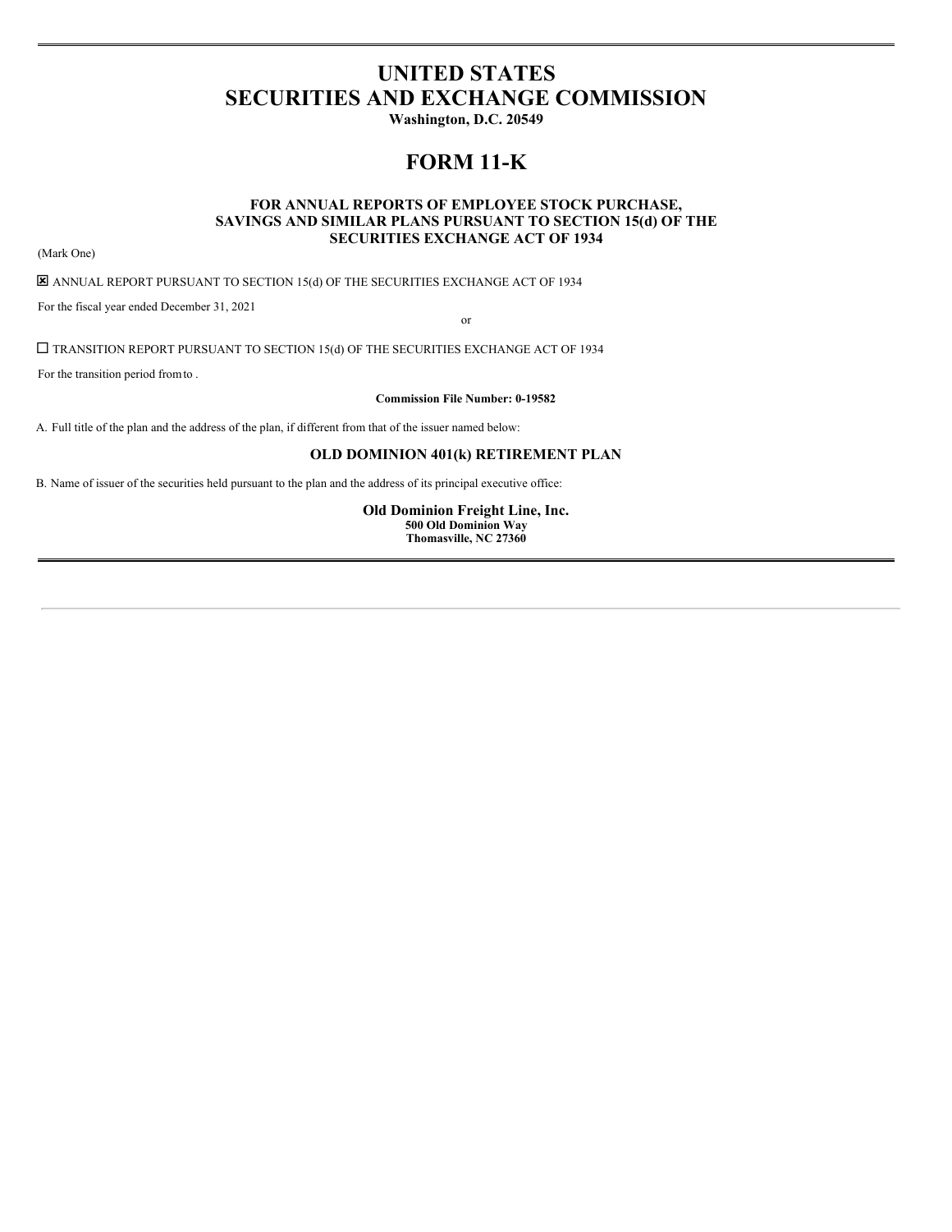# UNITED STATES
# SECURITIES AND EXCHANGE COMMISSION

**Washington, D.C. 20549**

# FORM 11-K

**FOR ANNUAL REPORTS OF EMPLOYEE STOCK PURCHASE, SAVINGS AND SIMILAR PLANS PURSUANT TO SECTION 15(d) OF THE SECURITIES EXCHANGE ACT OF 1934**

(Mark One)

☒ ANNUAL REPORT PURSUANT TO SECTION 15(d) OF THE SECURITIES EXCHANGE ACT OF 1934

For the fiscal year ended December 31, 2021

or

☐ TRANSITION REPORT PURSUANT TO SECTION 15(d) OF THE SECURITIES EXCHANGE ACT OF 1934

For the transition period from to .

**Commission File Number: 0-19582**

A. Full title of the plan and the address of the plan, if different from that of the issuer named below:

**OLD DOMINION 401(k) RETIREMENT PLAN**

B. Name of issuer of the securities held pursuant to the plan and the address of its principal executive office:

**Old Dominion Freight Line, Inc.**
**500 Old Dominion Way**
**Thomasville, NC 27360**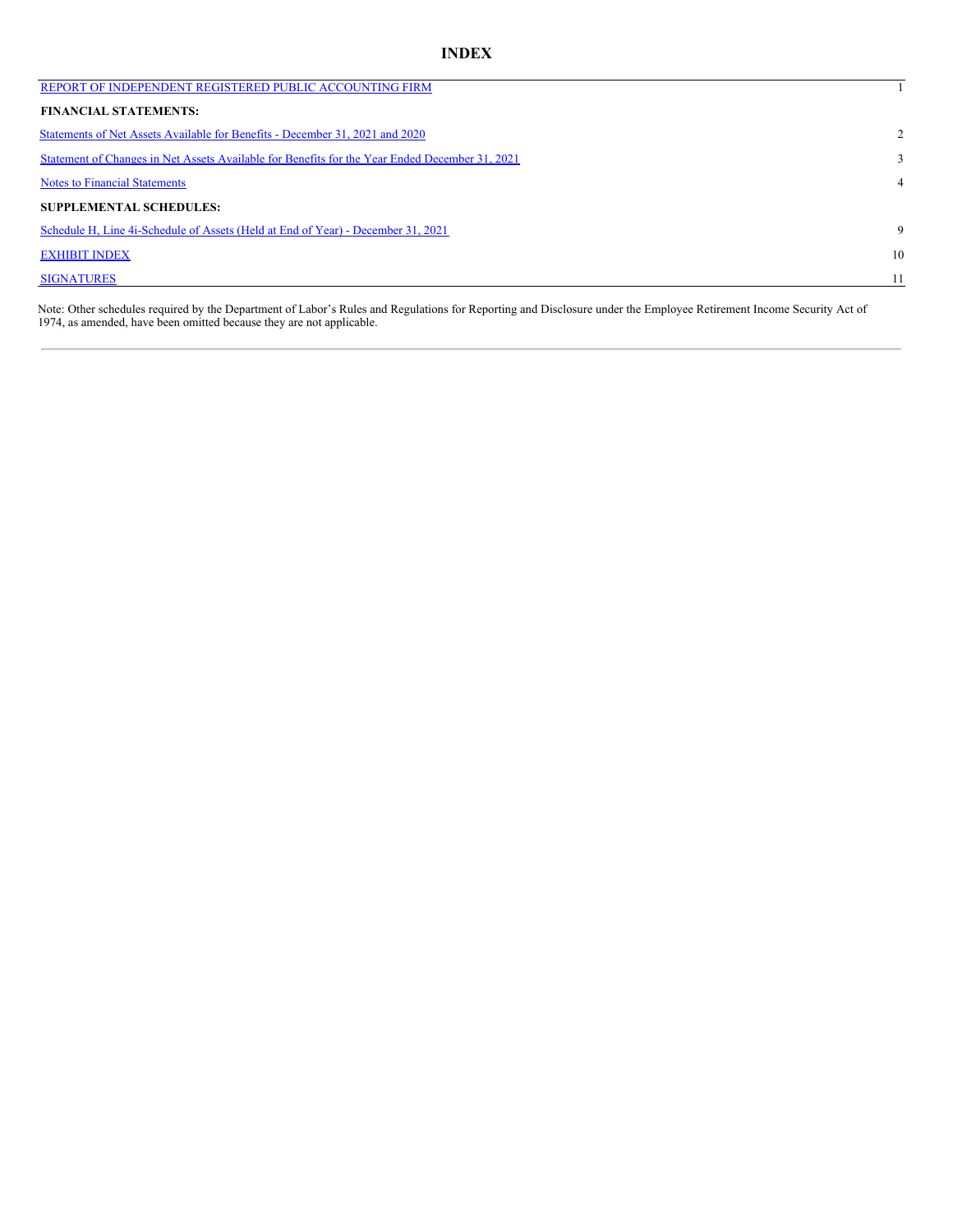# INDEX

| | |
|---|---|
| REPORT OF INDEPENDENT REGISTERED PUBLIC ACCOUNTING FIRM | 1 |
| **FINANCIAL STATEMENTS:** | |
| Statements of Net Assets Available for Benefits - December 31, 2021 and 2020 | 2 |
| Statement of Changes in Net Assets Available for Benefits for the Year Ended December 31, 2021 | 3 |
| Notes to Financial Statements | 4 |
| **SUPPLEMENTAL SCHEDULES:** | |
| Schedule H, Line 4i-Schedule of Assets (Held at End of Year) - December 31, 2021 | 9 |
| EXHIBIT INDEX | 10 |
| SIGNATURES | 11 |

Note: Other schedules required by the Department of Labor's Rules and Regulations for Reporting and Disclosure under the Employee Retirement Income Security Act of 1974, as amended, have been omitted because they are not applicable.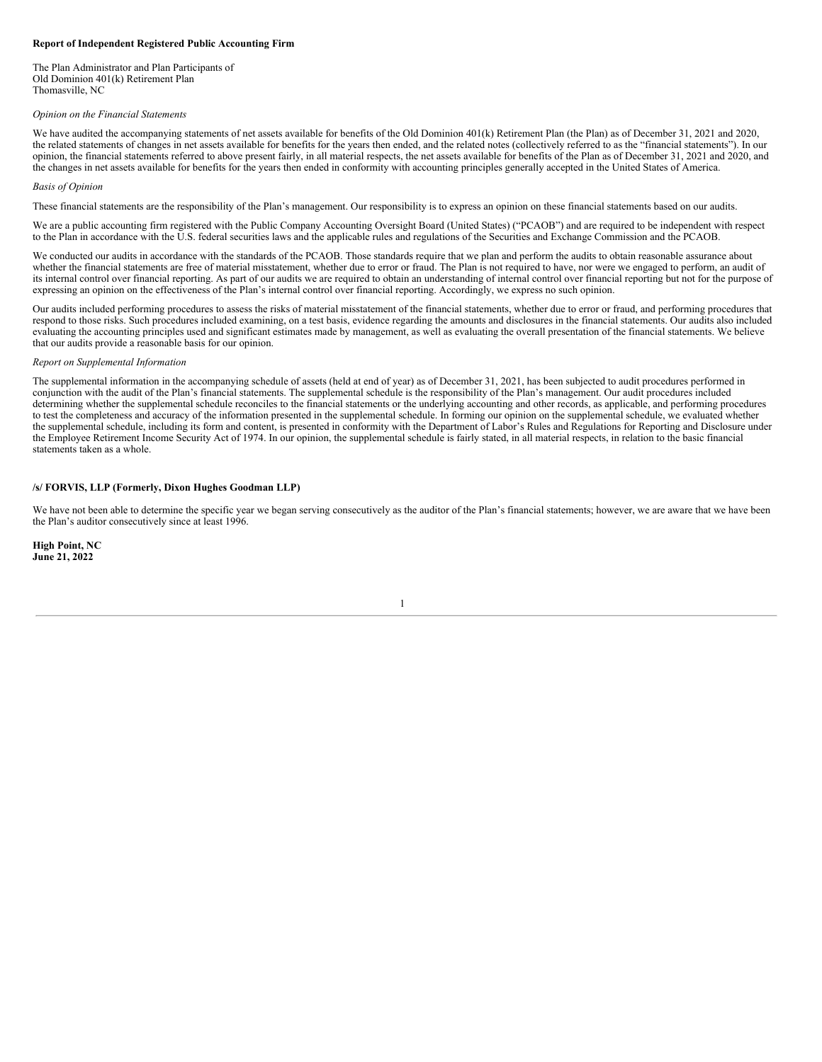**Report of Independent Registered Public Accounting Firm**

The Plan Administrator and Plan Participants of
Old Dominion 401(k) Retirement Plan
Thomasville, NC

*Opinion on the Financial Statements*

We have audited the accompanying statements of net assets available for benefits of the Old Dominion 401(k) Retirement Plan (the Plan) as of December 31, 2021 and 2020, the related statements of changes in net assets available for benefits for the years then ended, and the related notes (collectively referred to as the "financial statements"). In our opinion, the financial statements referred to above present fairly, in all material respects, the net assets available for benefits of the Plan as of December 31, 2021 and 2020, and the changes in net assets available for benefits for the years then ended in conformity with accounting principles generally accepted in the United States of America.

*Basis of Opinion*

These financial statements are the responsibility of the Plan's management. Our responsibility is to express an opinion on these financial statements based on our audits.

We are a public accounting firm registered with the Public Company Accounting Oversight Board (United States) ("PCAOB") and are required to be independent with respect to the Plan in accordance with the U.S. federal securities laws and the applicable rules and regulations of the Securities and Exchange Commission and the PCAOB.

We conducted our audits in accordance with the standards of the PCAOB. Those standards require that we plan and perform the audits to obtain reasonable assurance about whether the financial statements are free of material misstatement, whether due to error or fraud. The Plan is not required to have, nor were we engaged to perform, an audit of its internal control over financial reporting. As part of our audits we are required to obtain an understanding of internal control over financial reporting but not for the purpose of expressing an opinion on the effectiveness of the Plan's internal control over financial reporting. Accordingly, we express no such opinion.

Our audits included performing procedures to assess the risks of material misstatement of the financial statements, whether due to error or fraud, and performing procedures that respond to those risks. Such procedures included examining, on a test basis, evidence regarding the amounts and disclosures in the financial statements. Our audits also included evaluating the accounting principles used and significant estimates made by management, as well as evaluating the overall presentation of the financial statements. We believe that our audits provide a reasonable basis for our opinion.

*Report on Supplemental Information*

The supplemental information in the accompanying schedule of assets (held at end of year) as of December 31, 2021, has been subjected to audit procedures performed in conjunction with the audit of the Plan's financial statements. The supplemental schedule is the responsibility of the Plan's management. Our audit procedures included determining whether the supplemental schedule reconciles to the financial statements or the underlying accounting and other records, as applicable, and performing procedures to test the completeness and accuracy of the information presented in the supplemental schedule. In forming our opinion on the supplemental schedule, we evaluated whether the supplemental schedule, including its form and content, is presented in conformity with the Department of Labor's Rules and Regulations for Reporting and Disclosure under the Employee Retirement Income Security Act of 1974. In our opinion, the supplemental schedule is fairly stated, in all material respects, in relation to the basic financial statements taken as a whole.

**/s/ FORVIS, LLP (Formerly, Dixon Hughes Goodman LLP)**

We have not been able to determine the specific year we began serving consecutively as the auditor of the Plan's financial statements; however, we are aware that we have been the Plan's auditor consecutively since at least 1996.

**High Point, NC**
**June 21, 2022**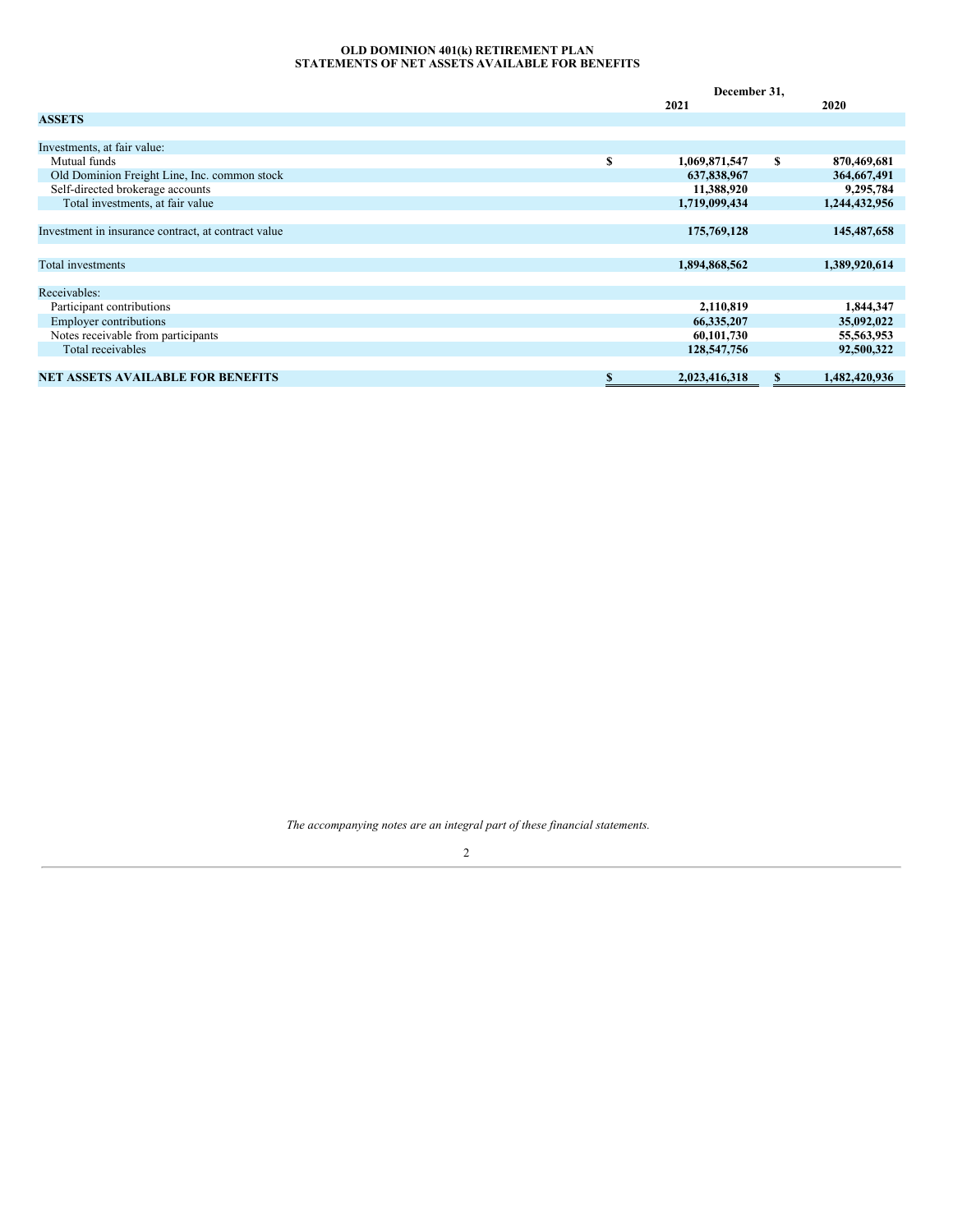# OLD DOMINION 401(k) RETIREMENT PLAN
## STATEMENTS OF NET ASSETS AVAILABLE FOR BENEFITS

| | December 31, | |
|---|---|---|
| | **2021** | **2020** |
| **ASSETS** | | |
| Investments, at fair value: | | |
| Mutual funds | $ 1,069,871,547 | $ 870,469,681 |
| Old Dominion Freight Line, Inc. common stock | 637,838,967 | 364,667,491 |
| Self-directed brokerage accounts | 11,388,920 | 9,295,784 |
| Total investments, at fair value | 1,719,099,434 | 1,244,432,956 |
| Investment in insurance contract, at contract value | 175,769,128 | 145,487,658 |
| Total investments | 1,894,868,562 | 1,389,920,614 |
| Receivables: | | |
| Participant contributions | 2,110,819 | 1,844,347 |
| Employer contributions | 66,335,207 | 35,092,022 |
| Notes receivable from participants | 60,101,730 | 55,563,953 |
| Total receivables | 128,547,756 | 92,500,322 |
| **NET ASSETS AVAILABLE FOR BENEFITS** | **$ 2,023,416,318** | **$ 1,482,420,936** |

*The accompanying notes are an integral part of these financial statements.*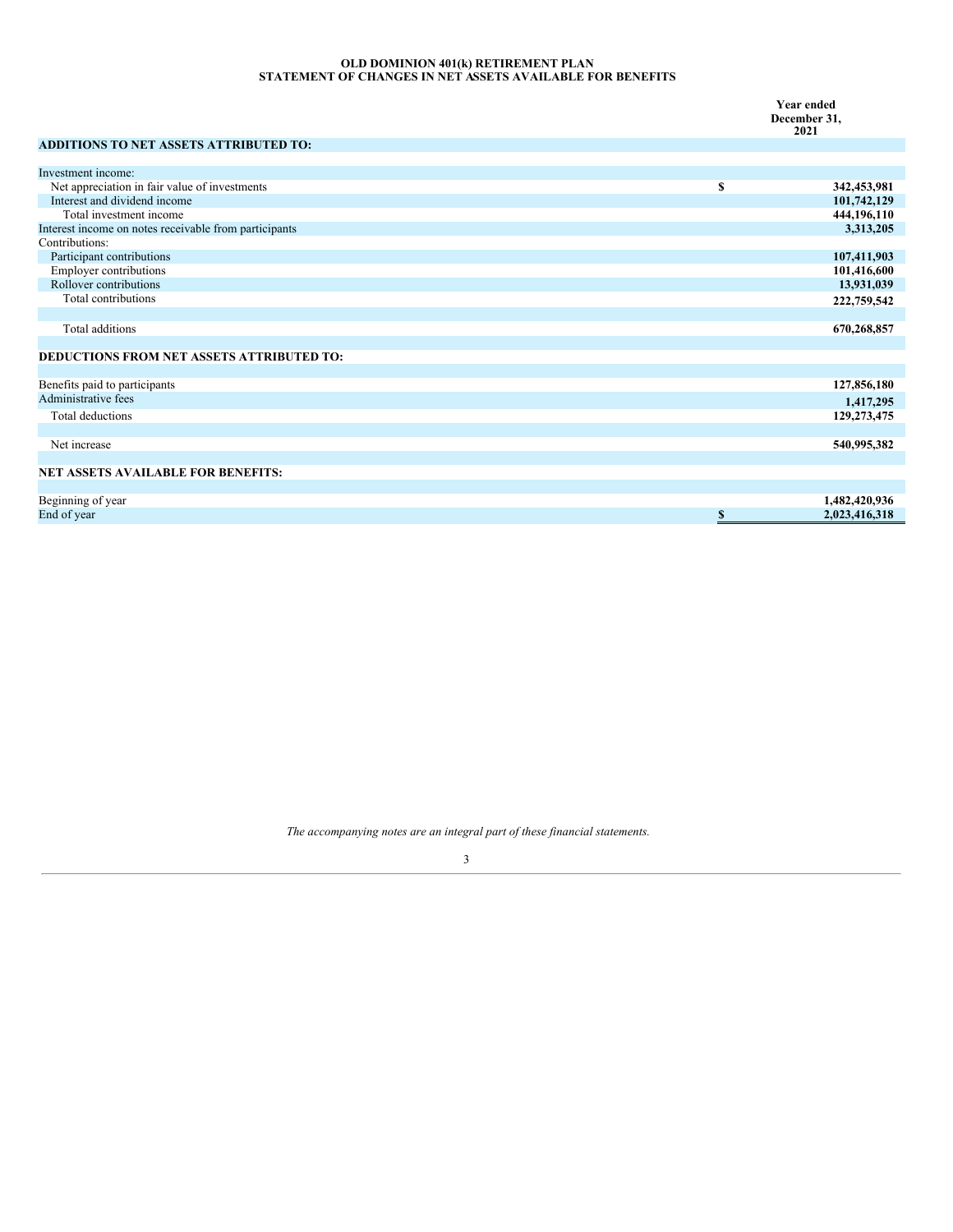# OLD DOMINION 401(k) RETIREMENT PLAN
## STATEMENT OF CHANGES IN NET ASSETS AVAILABLE FOR BENEFITS

| | | Year ended December 31, 2021 |
|---|---|---|
| **ADDITIONS TO NET ASSETS ATTRIBUTED TO:** | | |
| Investment income: | | |
| Net appreciation in fair value of investments | $ | 342,453,981 |
| Interest and dividend income | | 101,742,129 |
| Total investment income | | 444,196,110 |
| Interest income on notes receivable from participants | | 3,313,205 |
| Contributions: | | |
| Participant contributions | | 107,411,903 |
| Employer contributions | | 101,416,600 |
| Rollover contributions | | 13,931,039 |
| Total contributions | | 222,759,542 |
| Total additions | | 670,268,857 |
| **DEDUCTIONS FROM NET ASSETS ATTRIBUTED TO:** | | |
| Benefits paid to participants | | 127,856,180 |
| Administrative fees | | 1,417,295 |
| Total deductions | | 129,273,475 |
| Net increase | | 540,995,382 |
| **NET ASSETS AVAILABLE FOR BENEFITS:** | | |
| Beginning of year | | 1,482,420,936 |
| End of year | $ | 2,023,416,318 |

*The accompanying notes are an integral part of these financial statements.*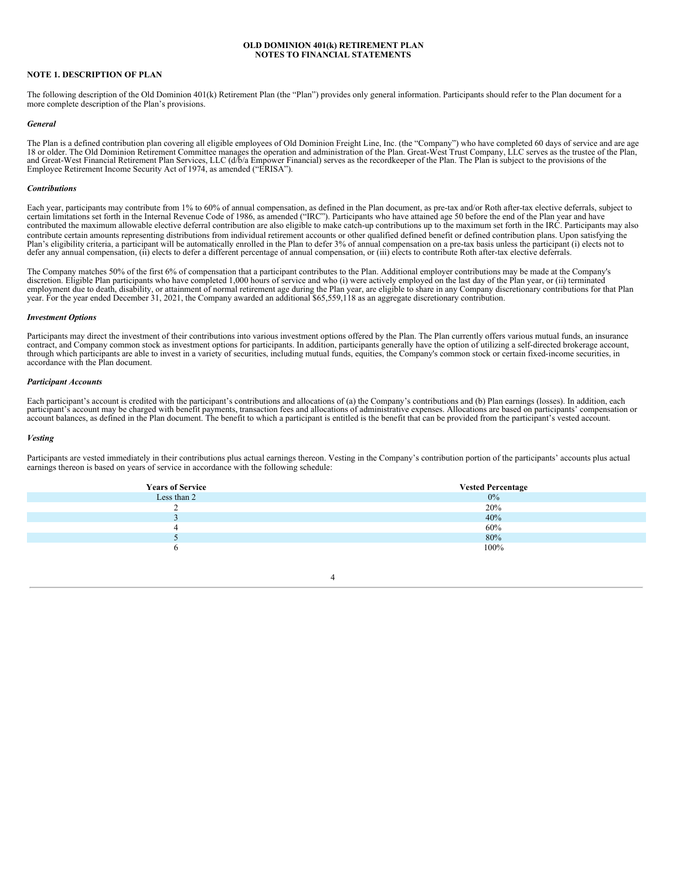**OLD DOMINION 401(k) RETIREMENT PLAN**
**NOTES TO FINANCIAL STATEMENTS**

## NOTE 1. DESCRIPTION OF PLAN

The following description of the Old Dominion 401(k) Retirement Plan (the "Plan") provides only general information. Participants should refer to the Plan document for a more complete description of the Plan's provisions.

### *General*

The Plan is a defined contribution plan covering all eligible employees of Old Dominion Freight Line, Inc. (the "Company") who have completed 60 days of service and are age 18 or older. The Old Dominion Retirement Committee manages the operation and administration of the Plan. Great-West Trust Company, LLC serves as the trustee of the Plan, and Great-West Financial Retirement Plan Services, LLC (d/b/a Empower Financial) serves as the recordkeeper of the Plan. The Plan is subject to the provisions of the Employee Retirement Income Security Act of 1974, as amended ("ERISA").

### *Contributions*

Each year, participants may contribute from 1% to 60% of annual compensation, as defined in the Plan document, as pre-tax and/or Roth after-tax elective deferrals, subject to certain limitations set forth in the Internal Revenue Code of 1986, as amended ("IRC"). Participants who have attained age 50 before the end of the Plan year and have contributed the maximum allowable elective deferral contribution are also eligible to make catch-up contributions up to the maximum set forth in the IRC. Participants may also contribute certain amounts representing distributions from individual retirement accounts or other qualified defined benefit or defined contribution plans. Upon satisfying the Plan's eligibility criteria, a participant will be automatically enrolled in the Plan to defer 3% of annual compensation on a pre-tax basis unless the participant (i) elects not to defer any annual compensation, (ii) elects to defer a different percentage of annual compensation, or (iii) elects to contribute Roth after-tax elective deferrals.

The Company matches 50% of the first 6% of compensation that a participant contributes to the Plan. Additional employer contributions may be made at the Company's discretion. Eligible Plan participants who have completed 1,000 hours of service and who (i) were actively employed on the last day of the Plan year, or (ii) terminated employment due to death, disability, or attainment of normal retirement age during the Plan year, are eligible to share in any Company discretionary contributions for that Plan year. For the year ended December 31, 2021, the Company awarded an additional $65,559,118 as an aggregate discretionary contribution.

### *Investment Options*

Participants may direct the investment of their contributions into various investment options offered by the Plan. The Plan currently offers various mutual funds, an insurance contract, and Company common stock as investment options for participants. In addition, participants generally have the option of utilizing a self-directed brokerage account, through which participants are able to invest in a variety of securities, including mutual funds, equities, the Company's common stock or certain fixed-income securities, in accordance with the Plan document.

### *Participant Accounts*

Each participant's account is credited with the participant's contributions and allocations of (a) the Company's contributions and (b) Plan earnings (losses). In addition, each participant's account may be charged with benefit payments, transaction fees and allocations of administrative expenses. Allocations are based on participants' compensation or account balances, as defined in the Plan document. The benefit to which a participant is entitled is the benefit that can be provided from the participant's vested account.

### *Vesting*

Participants are vested immediately in their contributions plus actual earnings thereon. Vesting in the Company's contribution portion of the participants' accounts plus actual earnings thereon is based on years of service in accordance with the following schedule:

| Years of Service | Vested Percentage |
|---|---|
| Less than 2 | 0% |
| 2 | 20% |
| 3 | 40% |
| 4 | 60% |
| 5 | 80% |
| 6 | 100% |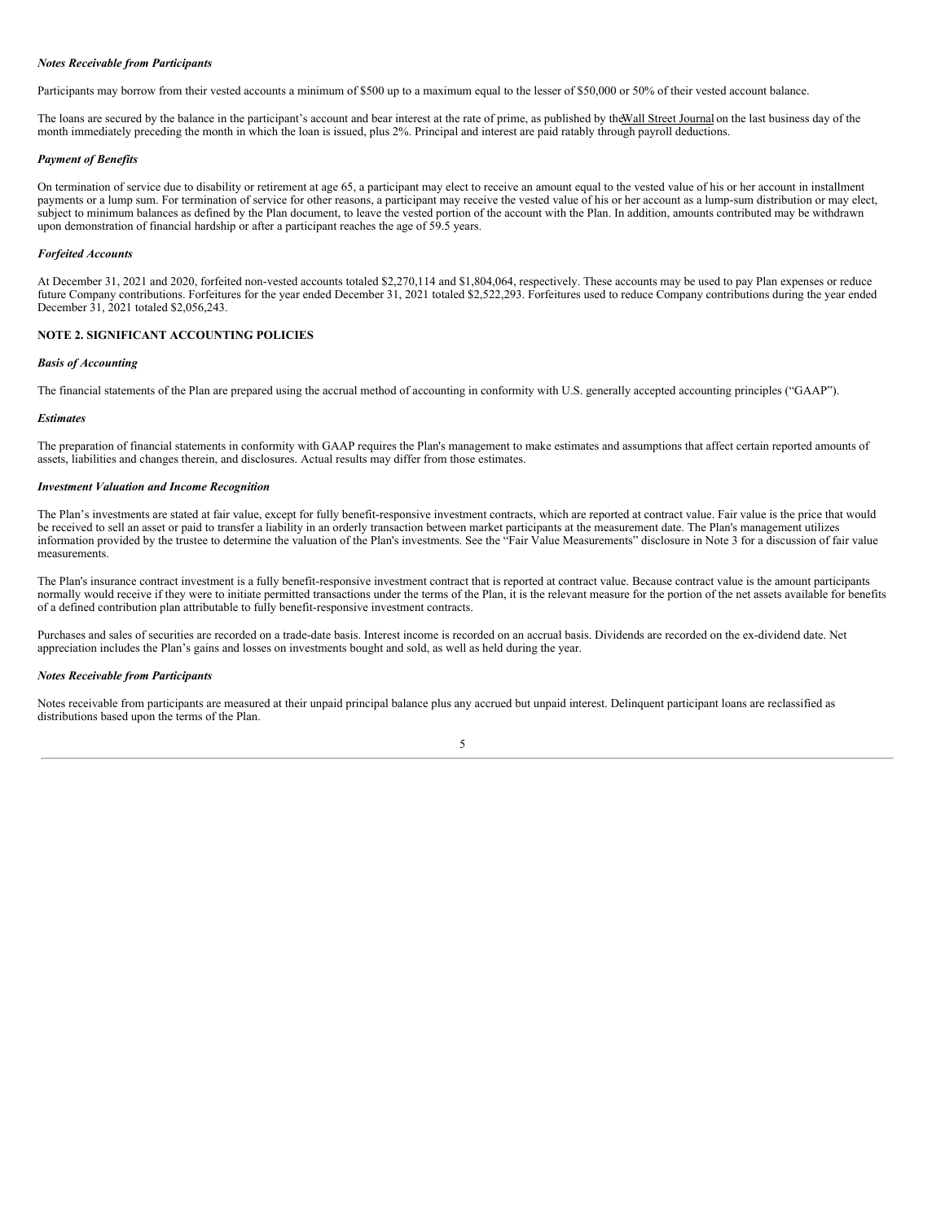### *Notes Receivable from Participants*

Participants may borrow from their vested accounts a minimum of $500 up to a maximum equal to the lesser of $50,000 or 50% of their vested account balance.

The loans are secured by the balance in the participant's account and bear interest at the rate of prime, as published by the Wall Street Journal on the last business day of the month immediately preceding the month in which the loan is issued, plus 2%. Principal and interest are paid ratably through payroll deductions.

### *Payment of Benefits*

On termination of service due to disability or retirement at age 65, a participant may elect to receive an amount equal to the vested value of his or her account in installment payments or a lump sum. For termination of service for other reasons, a participant may receive the vested value of his or her account as a lump-sum distribution or may elect, subject to minimum balances as defined by the Plan document, to leave the vested portion of the account with the Plan. In addition, amounts contributed may be withdrawn upon demonstration of financial hardship or after a participant reaches the age of 59.5 years.

### *Forfeited Accounts*

At December 31, 2021 and 2020, forfeited non-vested accounts totaled $2,270,114 and $1,804,064, respectively. These accounts may be used to pay Plan expenses or reduce future Company contributions. Forfeitures for the year ended December 31, 2021 totaled $2,522,293. Forfeitures used to reduce Company contributions during the year ended December 31, 2021 totaled $2,056,243.

## NOTE 2. SIGNIFICANT ACCOUNTING POLICIES

### *Basis of Accounting*

The financial statements of the Plan are prepared using the accrual method of accounting in conformity with U.S. generally accepted accounting principles ("GAAP").

### *Estimates*

The preparation of financial statements in conformity with GAAP requires the Plan's management to make estimates and assumptions that affect certain reported amounts of assets, liabilities and changes therein, and disclosures. Actual results may differ from those estimates.

### *Investment Valuation and Income Recognition*

The Plan's investments are stated at fair value, except for fully benefit-responsive investment contracts, which are reported at contract value. Fair value is the price that would be received to sell an asset or paid to transfer a liability in an orderly transaction between market participants at the measurement date. The Plan's management utilizes information provided by the trustee to determine the valuation of the Plan's investments. See the "Fair Value Measurements" disclosure in Note 3 for a discussion of fair value measurements.

The Plan's insurance contract investment is a fully benefit-responsive investment contract that is reported at contract value. Because contract value is the amount participants normally would receive if they were to initiate permitted transactions under the terms of the Plan, it is the relevant measure for the portion of the net assets available for benefits of a defined contribution plan attributable to fully benefit-responsive investment contracts.

Purchases and sales of securities are recorded on a trade-date basis. Interest income is recorded on an accrual basis. Dividends are recorded on the ex-dividend date. Net appreciation includes the Plan's gains and losses on investments bought and sold, as well as held during the year.

### *Notes Receivable from Participants*

Notes receivable from participants are measured at their unpaid principal balance plus any accrued but unpaid interest. Delinquent participant loans are reclassified as distributions based upon the terms of the Plan.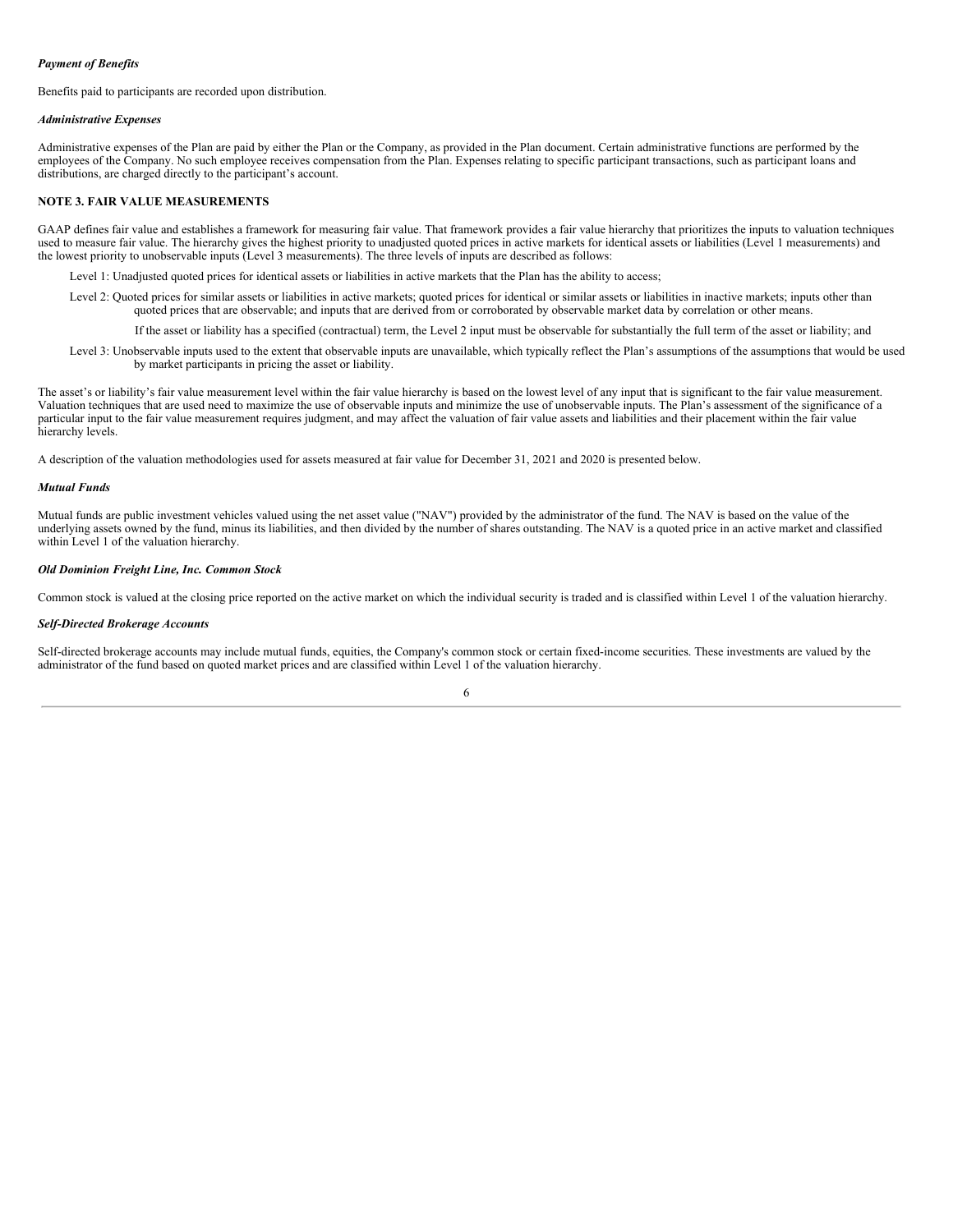*Payment of Benefits*

Benefits paid to participants are recorded upon distribution.

*Administrative Expenses*

Administrative expenses of the Plan are paid by either the Plan or the Company, as provided in the Plan document. Certain administrative functions are performed by the employees of the Company. No such employee receives compensation from the Plan. Expenses relating to specific participant transactions, such as participant loans and distributions, are charged directly to the participant's account.

**NOTE 3. FAIR VALUE MEASUREMENTS**

GAAP defines fair value and establishes a framework for measuring fair value. That framework provides a fair value hierarchy that prioritizes the inputs to valuation techniques used to measure fair value. The hierarchy gives the highest priority to unadjusted quoted prices in active markets for identical assets or liabilities (Level 1 measurements) and the lowest priority to unobservable inputs (Level 3 measurements). The three levels of inputs are described as follows:

Level 1: Unadjusted quoted prices for identical assets or liabilities in active markets that the Plan has the ability to access;

Level 2: Quoted prices for similar assets or liabilities in active markets; quoted prices for identical or similar assets or liabilities in inactive markets; inputs other than quoted prices that are observable; and inputs that are derived from or corroborated by observable market data by correlation or other means.

If the asset or liability has a specified (contractual) term, the Level 2 input must be observable for substantially the full term of the asset or liability; and

Level 3: Unobservable inputs used to the extent that observable inputs are unavailable, which typically reflect the Plan's assumptions of the assumptions that would be used by market participants in pricing the asset or liability.

The asset's or liability's fair value measurement level within the fair value hierarchy is based on the lowest level of any input that is significant to the fair value measurement. Valuation techniques that are used need to maximize the use of observable inputs and minimize the use of unobservable inputs. The Plan's assessment of the significance of a particular input to the fair value measurement requires judgment, and may affect the valuation of fair value assets and liabilities and their placement within the fair value hierarchy levels.

A description of the valuation methodologies used for assets measured at fair value for December 31, 2021 and 2020 is presented below.

*Mutual Funds*

Mutual funds are public investment vehicles valued using the net asset value ("NAV") provided by the administrator of the fund. The NAV is based on the value of the underlying assets owned by the fund, minus its liabilities, and then divided by the number of shares outstanding. The NAV is a quoted price in an active market and classified within Level 1 of the valuation hierarchy.

*Old Dominion Freight Line, Inc. Common Stock*

Common stock is valued at the closing price reported on the active market on which the individual security is traded and is classified within Level 1 of the valuation hierarchy.

*Self-Directed Brokerage Accounts*

Self-directed brokerage accounts may include mutual funds, equities, the Company's common stock or certain fixed-income securities. These investments are valued by the administrator of the fund based on quoted market prices and are classified within Level 1 of the valuation hierarchy.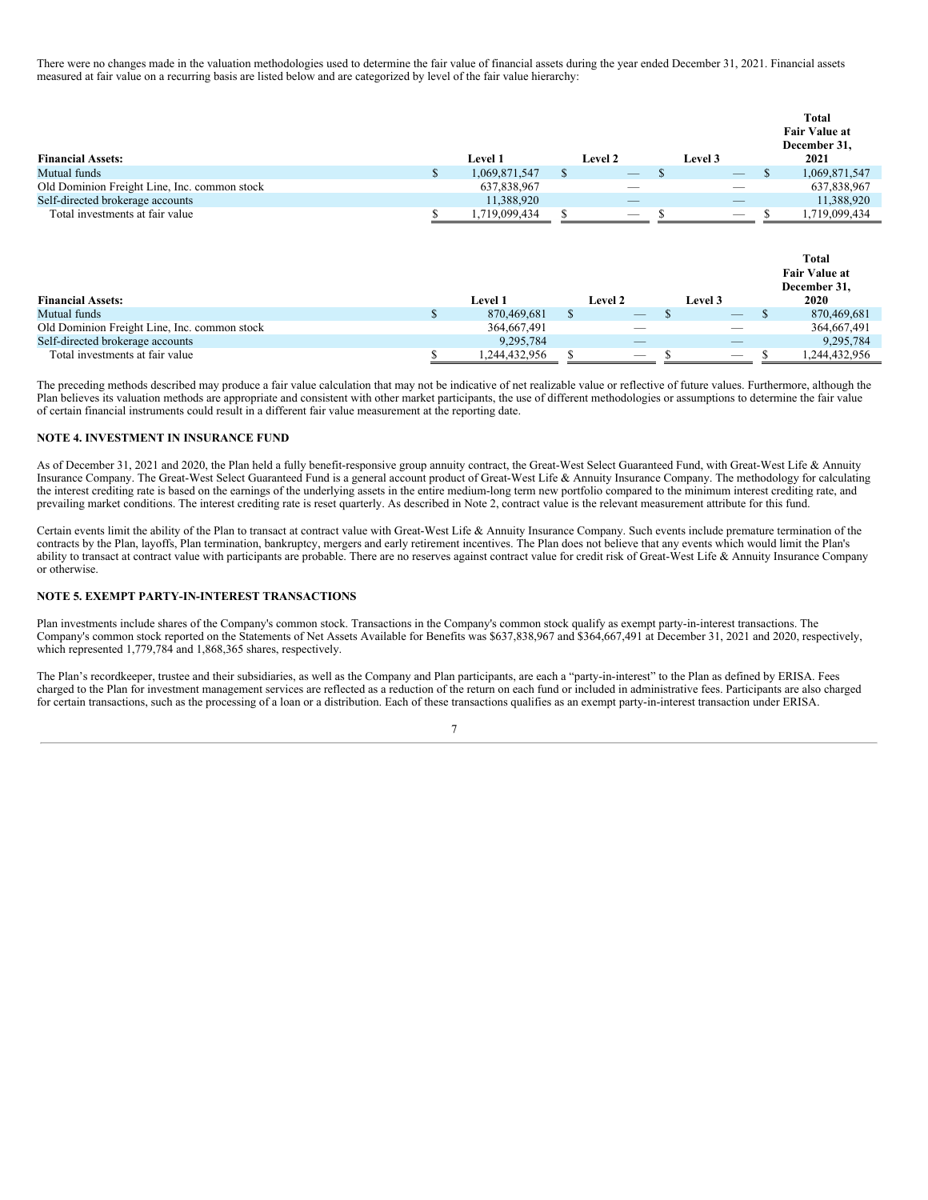There were no changes made in the valuation methodologies used to determine the fair value of financial assets during the year ended December 31, 2021. Financial assets measured at fair value on a recurring basis are listed below and are categorized by level of the fair value hierarchy:

| Financial Assets: | Level 1 | Level 2 | Level 3 | Total Fair Value at December 31, 2021 |
|---|---|---|---|---|
| Mutual funds | $ 1,069,871,547 | $ — | $ — | $ 1,069,871,547 |
| Old Dominion Freight Line, Inc. common stock | 637,838,967 | — | — | 637,838,967 |
| Self-directed brokerage accounts | 11,388,920 | — | — | 11,388,920 |
| Total investments at fair value | $ 1,719,099,434 | $ — | $ — | $ 1,719,099,434 |

| Financial Assets: | Level 1 | Level 2 | Level 3 | Total Fair Value at December 31, 2020 |
|---|---|---|---|---|
| Mutual funds | $ 870,469,681 | $ — | $ — | $ 870,469,681 |
| Old Dominion Freight Line, Inc. common stock | 364,667,491 | — | — | 364,667,491 |
| Self-directed brokerage accounts | 9,295,784 | — | — | 9,295,784 |
| Total investments at fair value | $ 1,244,432,956 | $ — | $ — | $ 1,244,432,956 |

The preceding methods described may produce a fair value calculation that may not be indicative of net realizable value or reflective of future values. Furthermore, although the Plan believes its valuation methods are appropriate and consistent with other market participants, the use of different methodologies or assumptions to determine the fair value of certain financial instruments could result in a different fair value measurement at the reporting date.

## NOTE 4. INVESTMENT IN INSURANCE FUND

As of December 31, 2021 and 2020, the Plan held a fully benefit-responsive group annuity contract, the Great-West Select Guaranteed Fund, with Great-West Life & Annuity Insurance Company. The Great-West Select Guaranteed Fund is a general account product of Great-West Life & Annuity Insurance Company. The methodology for calculating the interest crediting rate is based on the earnings of the underlying assets in the entire medium-long term new portfolio compared to the minimum interest crediting rate, and prevailing market conditions. The interest crediting rate is reset quarterly. As described in Note 2, contract value is the relevant measurement attribute for this fund.

Certain events limit the ability of the Plan to transact at contract value with Great-West Life & Annuity Insurance Company. Such events include premature termination of the contracts by the Plan, layoffs, Plan termination, bankruptcy, mergers and early retirement incentives. The Plan does not believe that any events which would limit the Plan's ability to transact at contract value with participants are probable. There are no reserves against contract value for credit risk of Great-West Life & Annuity Insurance Company or otherwise.

## NOTE 5. EXEMPT PARTY-IN-INTEREST TRANSACTIONS

Plan investments include shares of the Company's common stock. Transactions in the Company's common stock qualify as exempt party-in-interest transactions. The Company's common stock reported on the Statements of Net Assets Available for Benefits was $637,838,967 and $364,667,491 at December 31, 2021 and 2020, respectively, which represented 1,779,784 and 1,868,365 shares, respectively.

The Plan's recordkeeper, trustee and their subsidiaries, as well as the Company and Plan participants, are each a "party-in-interest" to the Plan as defined by ERISA. Fees charged to the Plan for investment management services are reflected as a reduction of the return on each fund or included in administrative fees. Participants are also charged for certain transactions, such as the processing of a loan or a distribution. Each of these transactions qualifies as an exempt party-in-interest transaction under ERISA.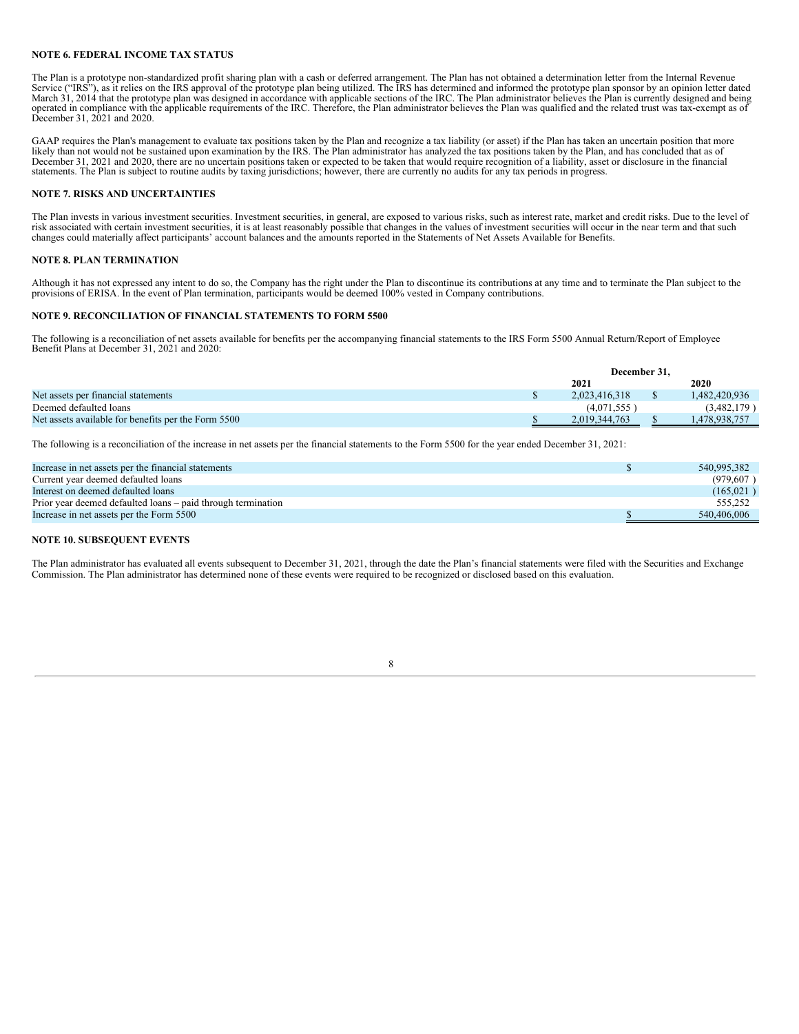**NOTE 6. FEDERAL INCOME TAX STATUS**

The Plan is a prototype non-standardized profit sharing plan with a cash or deferred arrangement. The Plan has not obtained a determination letter from the Internal Revenue Service ("IRS"), as it relies on the IRS approval of the prototype plan being utilized. The IRS has determined and informed the prototype plan sponsor by an opinion letter dated March 31, 2014 that the prototype plan was designed in accordance with applicable sections of the IRC. The Plan administrator believes the Plan is currently designed and being operated in compliance with the applicable requirements of the IRC. Therefore, the Plan administrator believes the Plan was qualified and the related trust was tax-exempt as of December 31, 2021 and 2020.

GAAP requires the Plan's management to evaluate tax positions taken by the Plan and recognize a tax liability (or asset) if the Plan has taken an uncertain position that more likely than not would not be sustained upon examination by the IRS. The Plan administrator has analyzed the tax positions taken by the Plan, and has concluded that as of December 31, 2021 and 2020, there are no uncertain positions taken or expected to be taken that would require recognition of a liability, asset or disclosure in the financial statements. The Plan is subject to routine audits by taxing jurisdictions; however, there are currently no audits for any tax periods in progress.

**NOTE 7. RISKS AND UNCERTAINTIES**

The Plan invests in various investment securities. Investment securities, in general, are exposed to various risks, such as interest rate, market and credit risks. Due to the level of risk associated with certain investment securities, it is at least reasonably possible that changes in the values of investment securities will occur in the near term and that such changes could materially affect participants' account balances and the amounts reported in the Statements of Net Assets Available for Benefits.

**NOTE 8. PLAN TERMINATION**

Although it has not expressed any intent to do so, the Company has the right under the Plan to discontinue its contributions at any time and to terminate the Plan subject to the provisions of ERISA. In the event of Plan termination, participants would be deemed 100% vested in Company contributions.

**NOTE 9. RECONCILIATION OF FINANCIAL STATEMENTS TO FORM 5500**

The following is a reconciliation of net assets available for benefits per the accompanying financial statements to the IRS Form 5500 Annual Return/Report of Employee Benefit Plans at December 31, 2021 and 2020:

| | December 31, 2021 | December 31, 2020 |
|---|---|---|
| Net assets per financial statements | $ 2,023,416,318 | $ 1,482,420,936 |
| Deemed defaulted loans | (4,071,555 ) | (3,482,179 ) |
| Net assets available for benefits per the Form 5500 | $ 2,019,344,763 | $ 1,478,938,757 |

The following is a reconciliation of the increase in net assets per the financial statements to the Form 5500 for the year ended December 31, 2021:

| | |
|---|---|
| Increase in net assets per the financial statements | $ 540,995,382 |
| Current year deemed defaulted loans | (979,607 ) |
| Interest on deemed defaulted loans | (165,021 ) |
| Prior year deemed defaulted loans – paid through termination | 555,252 |
| Increase in net assets per the Form 5500 | $ 540,406,006 |

**NOTE 10. SUBSEQUENT EVENTS**

The Plan administrator has evaluated all events subsequent to December 31, 2021, through the date the Plan's financial statements were filed with the Securities and Exchange Commission. The Plan administrator has determined none of these events were required to be recognized or disclosed based on this evaluation.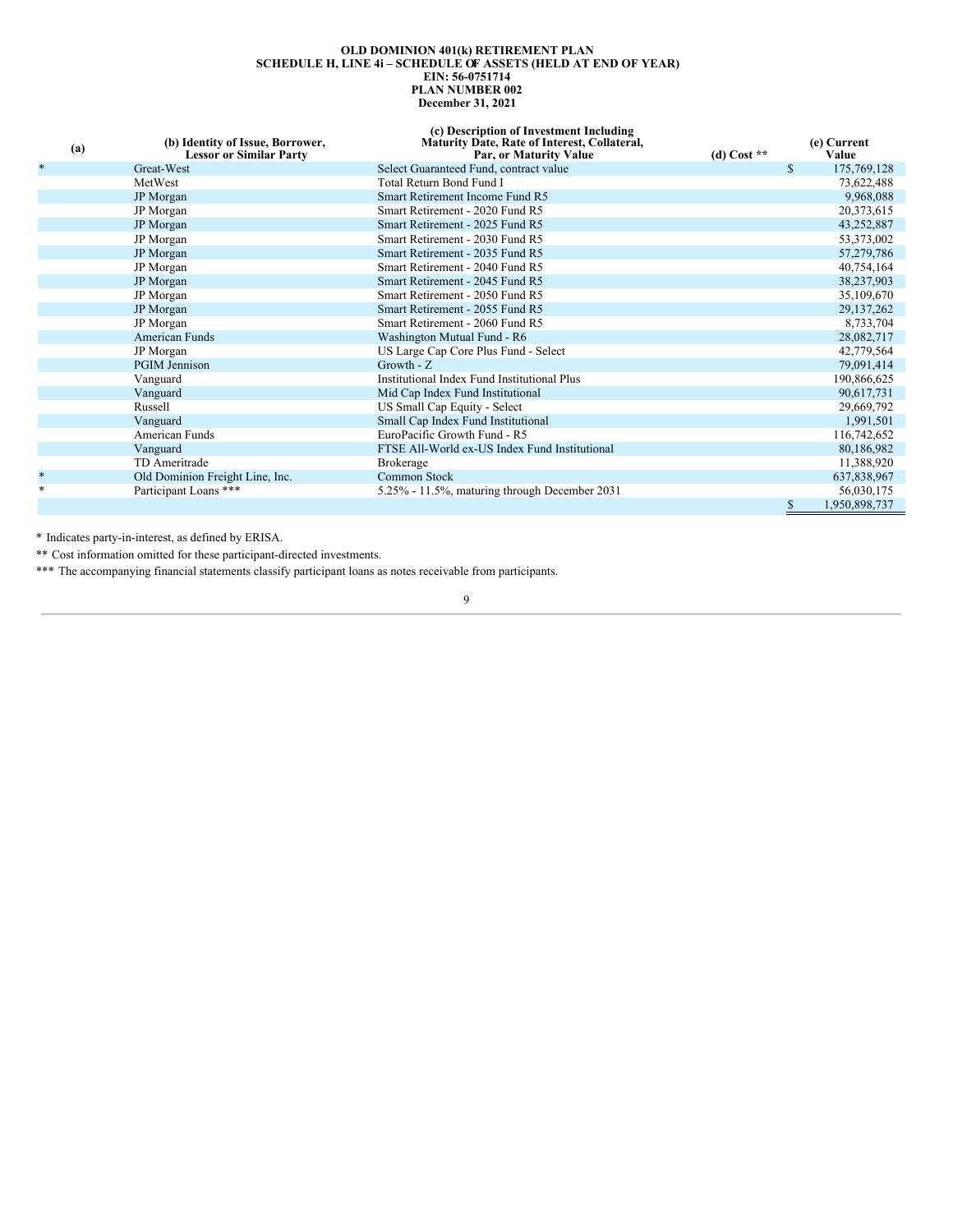**OLD DOMINION 401(k) RETIREMENT PLAN**
**SCHEDULE H, LINE 4i – SCHEDULE OF ASSETS (HELD AT END OF YEAR)**
**EIN: 56-0751714**
**PLAN NUMBER 002**
**December 31, 2021**

| (a) | (b) Identity of Issue, Borrower, Lessor or Similar Party | (c) Description of Investment Including Maturity Date, Rate of Interest, Collateral, Par, or Maturity Value | (d) Cost ** | (e) Current Value |
|---|---|---|---|---|
| * | Great-West | Select Guaranteed Fund, contract value | | $ 175,769,128 |
| | MetWest | Total Return Bond Fund I | | 73,622,488 |
| | JP Morgan | Smart Retirement Income Fund R5 | | 9,968,088 |
| | JP Morgan | Smart Retirement - 2020 Fund R5 | | 20,373,615 |
| | JP Morgan | Smart Retirement - 2025 Fund R5 | | 43,252,887 |
| | JP Morgan | Smart Retirement - 2030 Fund R5 | | 53,373,002 |
| | JP Morgan | Smart Retirement - 2035 Fund R5 | | 57,279,786 |
| | JP Morgan | Smart Retirement - 2040 Fund R5 | | 40,754,164 |
| | JP Morgan | Smart Retirement - 2045 Fund R5 | | 38,237,903 |
| | JP Morgan | Smart Retirement - 2050 Fund R5 | | 35,109,670 |
| | JP Morgan | Smart Retirement - 2055 Fund R5 | | 29,137,262 |
| | JP Morgan | Smart Retirement - 2060 Fund R5 | | 8,733,704 |
| | American Funds | Washington Mutual Fund - R6 | | 28,082,717 |
| | JP Morgan | US Large Cap Core Plus Fund - Select | | 42,779,564 |
| | PGIM Jennison | Growth - Z | | 79,091,414 |
| | Vanguard | Institutional Index Fund Institutional Plus | | 190,866,625 |
| | Vanguard | Mid Cap Index Fund Institutional | | 90,617,731 |
| | Russell | US Small Cap Equity - Select | | 29,669,792 |
| | Vanguard | Small Cap Index Fund Institutional | | 1,991,501 |
| | American Funds | EuroPacific Growth Fund - R5 | | 116,742,652 |
| | Vanguard | FTSE All-World ex-US Index Fund Institutional | | 80,186,982 |
| | TD Ameritrade | Brokerage | | 11,388,920 |
| * | Old Dominion Freight Line, Inc. | Common Stock | | 637,838,967 |
| * | Participant Loans *** | 5.25% - 11.5%, maturing through December 2031 | | 56,030,175 |
| | | | | $ 1,950,898,737 |

\* Indicates party-in-interest, as defined by ERISA.

** Cost information omitted for these participant-directed investments.

*** The accompanying financial statements classify participant loans as notes receivable from participants.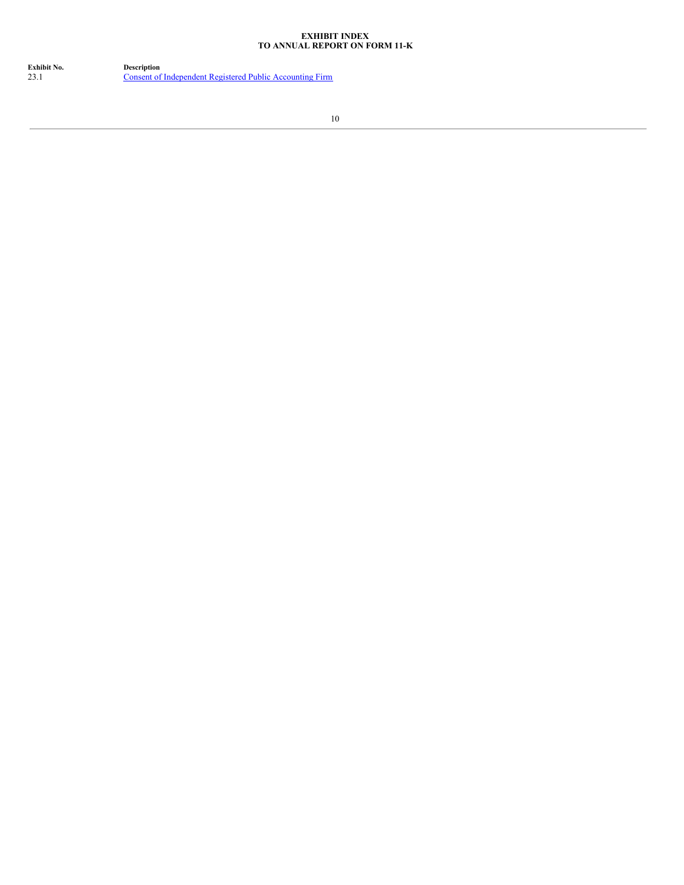**EXHIBIT INDEX**
**TO ANNUAL REPORT ON FORM 11-K**

| Exhibit No. | Description |
| --- | --- |
| 23.1 | Consent of Independent Registered Public Accounting Firm |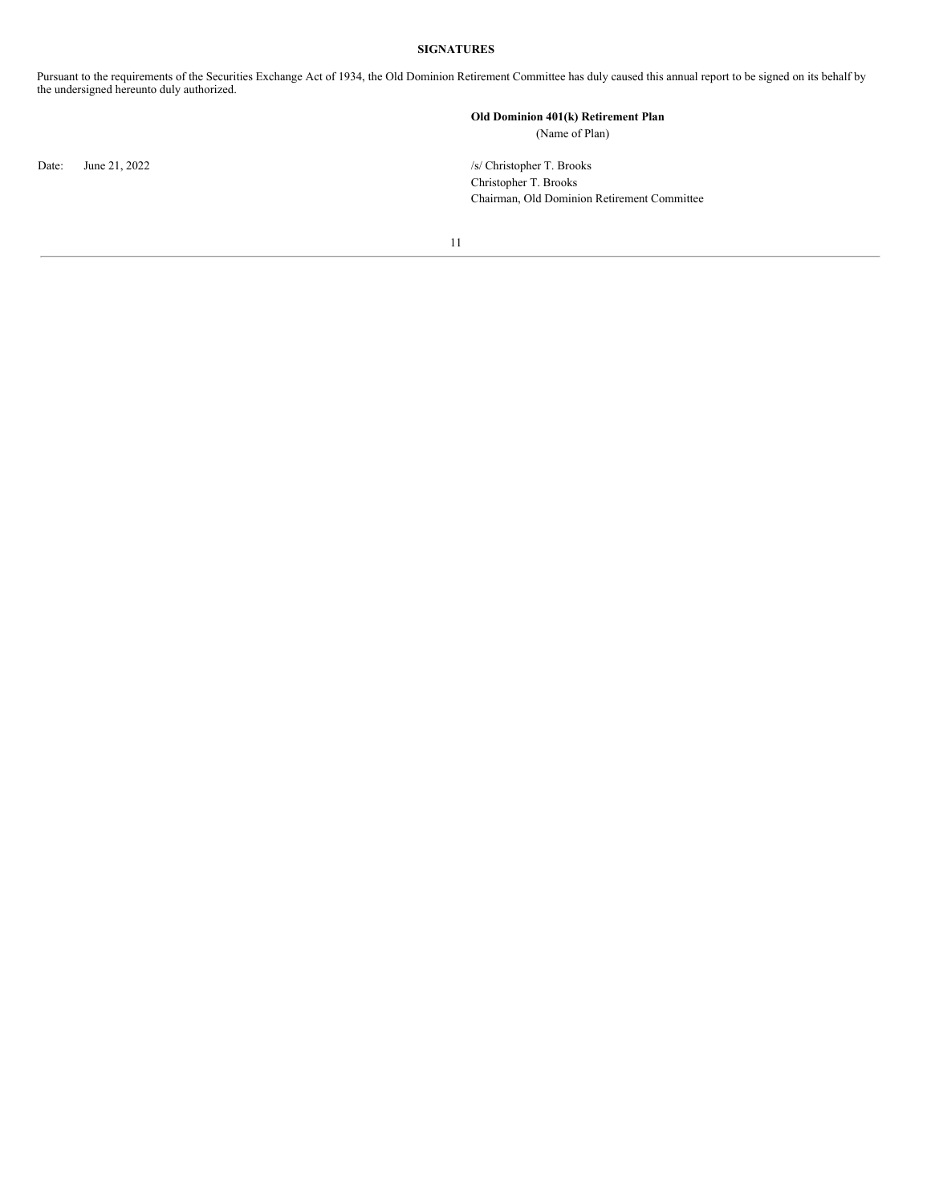## SIGNATURES

Pursuant to the requirements of the Securities Exchange Act of 1934, the Old Dominion Retirement Committee has duly caused this annual report to be signed on its behalf by the undersigned hereunto duly authorized.

**Old Dominion 401(k) Retirement Plan**
(Name of Plan)

Date: June 21, 2022

/s/ Christopher T. Brooks
Christopher T. Brooks
Chairman, Old Dominion Retirement Committee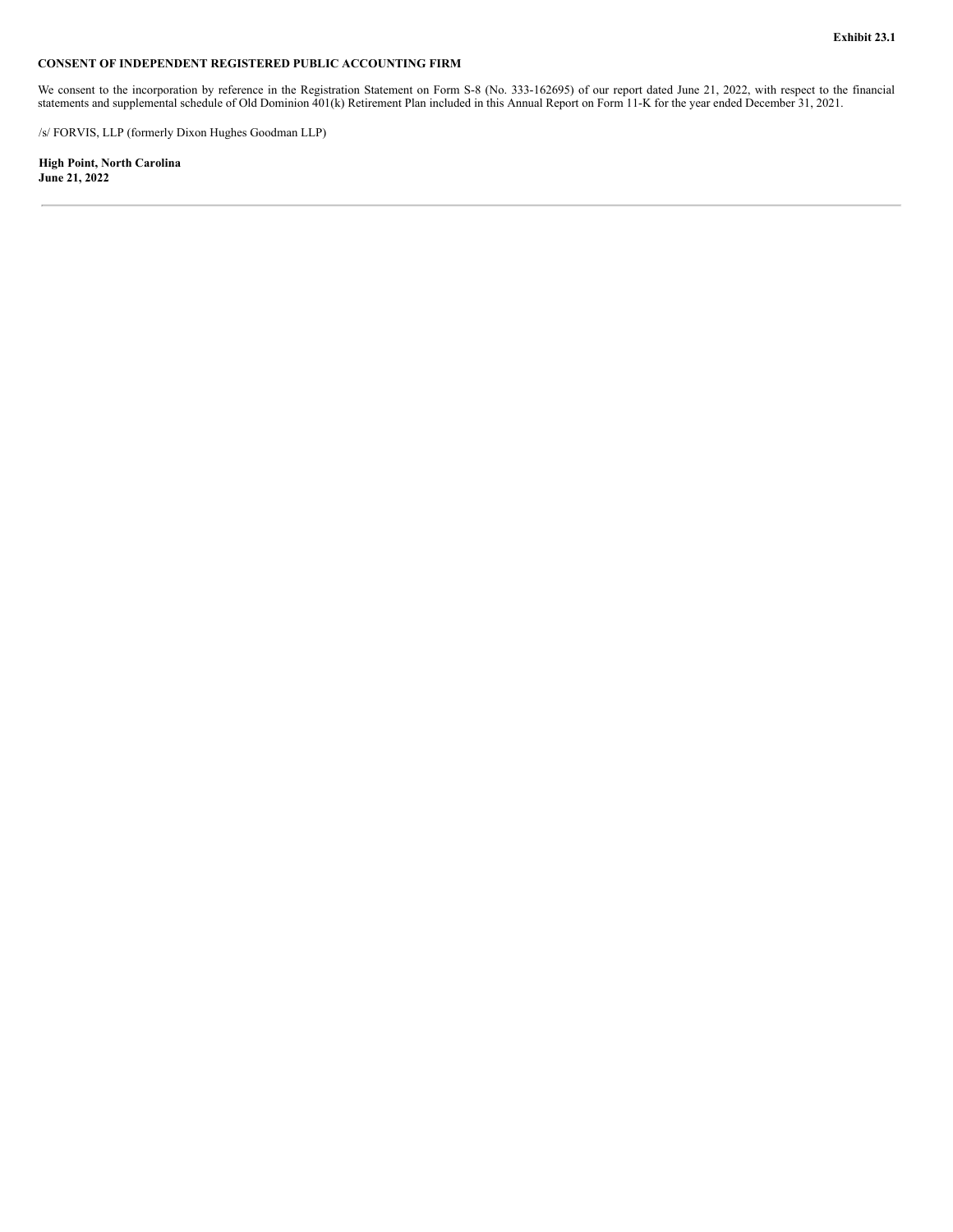**Exhibit 23.1**

**CONSENT OF INDEPENDENT REGISTERED PUBLIC ACCOUNTING FIRM**

We consent to the incorporation by reference in the Registration Statement on Form S-8 (No. 333-162695) of our report dated June 21, 2022, with respect to the financial statements and supplemental schedule of Old Dominion 401(k) Retirement Plan included in this Annual Report on Form 11-K for the year ended December 31, 2021.

/s/ FORVIS, LLP (formerly Dixon Hughes Goodman LLP)

**High Point, North Carolina**
**June 21, 2022**